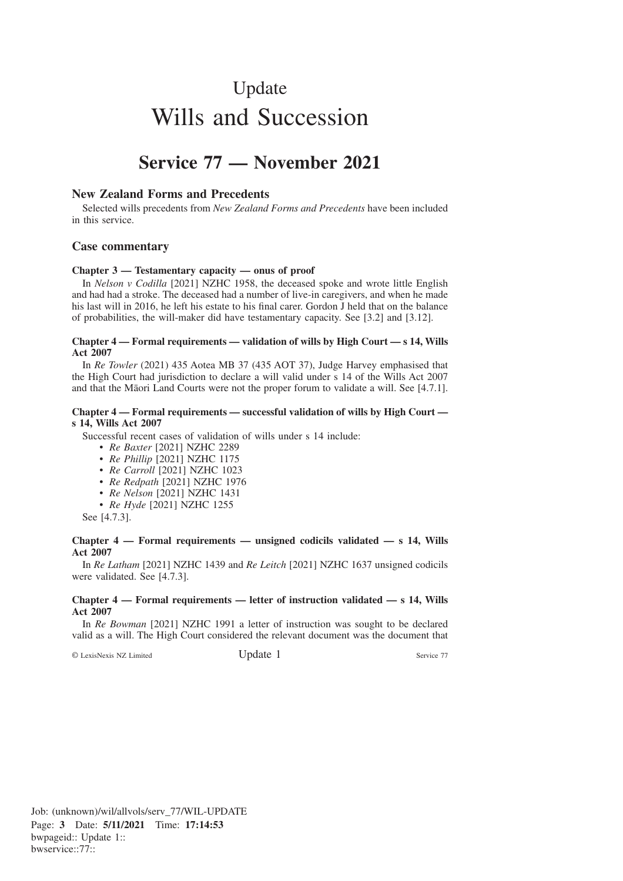# Update
# Wills and Succession

## Service 77 — November 2021

### New Zealand Forms and Precedents

Selected wills precedents from *New Zealand Forms and Precedents* have been included in this service.

### Case commentary

#### Chapter 3 — Testamentary capacity — onus of proof

In *Nelson v Codilla* [2021] NZHC 1958, the deceased spoke and wrote little English and had had a stroke. The deceased had a number of live-in caregivers, and when he made his last will in 2016, he left his estate to his final carer. Gordon J held that on the balance of probabilities, the will-maker did have testamentary capacity. See [3.2] and [3.12].

#### Chapter 4 — Formal requirements — validation of wills by High Court — s 14, Wills Act 2007

In *Re Towler* (2021) 435 Aotea MB 37 (435 AOT 37), Judge Harvey emphasised that the High Court had jurisdiction to declare a will valid under s 14 of the Wills Act 2007 and that the Māori Land Courts were not the proper forum to validate a will. See [4.7.1].

#### Chapter 4 — Formal requirements — successful validation of wills by High Court — s 14, Wills Act 2007

Successful recent cases of validation of wills under s 14 include:

- *Re Baxter* [2021] NZHC 2289
- *Re Phillip* [2021] NZHC 1175
- *Re Carroll* [2021] NZHC 1023
- *Re Redpath* [2021] NZHC 1976
- *Re Nelson* [2021] NZHC 1431
- *Re Hyde* [2021] NZHC 1255

See [4.7.3].

#### Chapter 4 — Formal requirements — unsigned codicils validated — s 14, Wills Act 2007

In *Re Latham* [2021] NZHC 1439 and *Re Leitch* [2021] NZHC 1637 unsigned codicils were validated. See [4.7.3].

#### Chapter 4 — Formal requirements — letter of instruction validated — s 14, Wills Act 2007

In *Re Bowman* [2021] NZHC 1991 a letter of instruction was sought to be declared valid as a will. The High Court considered the relevant document was the document that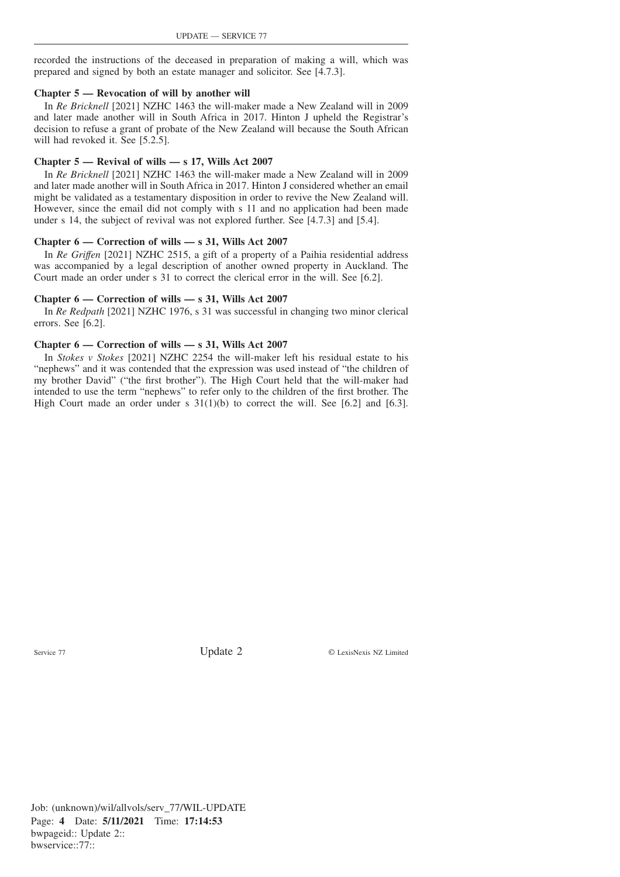recorded the instructions of the deceased in preparation of making a will, which was prepared and signed by both an estate manager and solicitor. See [4.7.3].

**Chapter 5 — Revocation of will by another will**

In *Re Bricknell* [2021] NZHC 1463 the will-maker made a New Zealand will in 2009 and later made another will in South Africa in 2017. Hinton J upheld the Registrar's decision to refuse a grant of probate of the New Zealand will because the South African will had revoked it. See [5.2.5].

**Chapter 5 — Revival of wills — s 17, Wills Act 2007**

In *Re Bricknell* [2021] NZHC 1463 the will-maker made a New Zealand will in 2009 and later made another will in South Africa in 2017. Hinton J considered whether an email might be validated as a testamentary disposition in order to revive the New Zealand will. However, since the email did not comply with s 11 and no application had been made under s 14, the subject of revival was not explored further. See [4.7.3] and [5.4].

**Chapter 6 — Correction of wills — s 31, Wills Act 2007**

In *Re Griffen* [2021] NZHC 2515, a gift of a property of a Paihia residential address was accompanied by a legal description of another owned property in Auckland. The Court made an order under s 31 to correct the clerical error in the will. See [6.2].

**Chapter 6 — Correction of wills — s 31, Wills Act 2007**

In *Re Redpath* [2021] NZHC 1976, s 31 was successful in changing two minor clerical errors. See [6.2].

**Chapter 6 — Correction of wills — s 31, Wills Act 2007**

In *Stokes v Stokes* [2021] NZHC 2254 the will-maker left his residual estate to his "nephews" and it was contended that the expression was used instead of "the children of my brother David" ("the first brother"). The High Court held that the will-maker had intended to use the term "nephews" to refer only to the children of the first brother. The High Court made an order under s 31(1)(b) to correct the will. See [6.2] and [6.3].